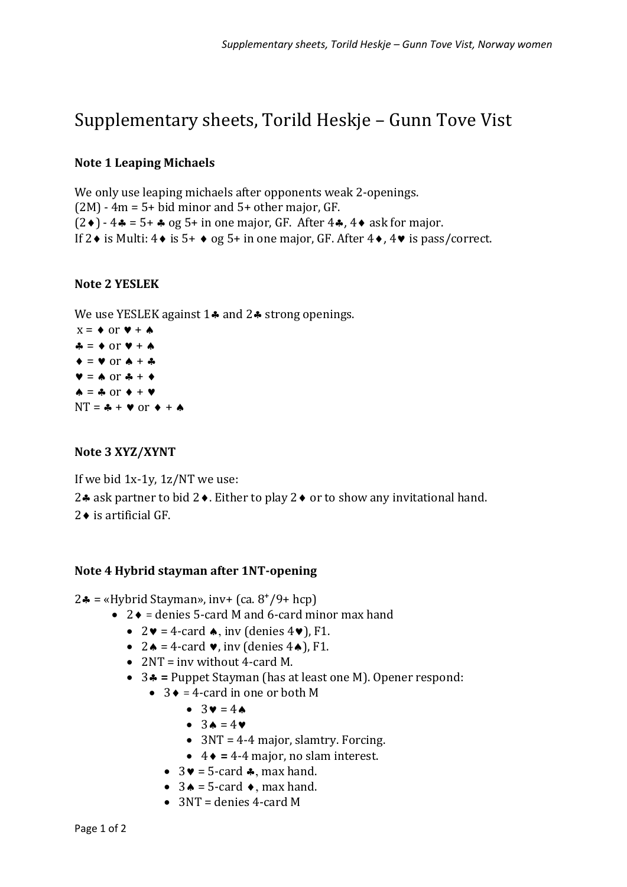# Supplementary sheets, Torild Heskje – Gunn Tove Vist

**Note 1 Leaping Michaels**

We only use leaping michaels after opponents weak 2-openings.
(2M) - 4m = 5+ bid minor and 5+ other major, GF.
(2♦) - 4♣ = 5+ ♣ og 5+ in one major, GF. After 4♣, 4♦ ask for major.
If 2♦ is Multi: 4♦ is 5+ ♦ og 5+ in one major, GF. After 4♦, 4♥ is pass/correct.

**Note 2 YESLEK**

We use YESLEK against 1♣ and 2♣ strong openings.
x = ♦ or ♥ + ♠
♣ = ♦ or ♥ + ♠
♦ = ♥ or ♠ + ♣
♥ = ♠ or ♣ + ♦
♠ = ♣ or ♦ + ♥
NT = ♣ + ♥ or ♦ + ♠

**Note 3 XYZ/XYNT**

If we bid 1x-1y, 1z/NT we use:

2♣ ask partner to bid 2♦. Either to play 2♦ or to show any invitational hand.

2♦ is artificial GF.

**Note 4 Hybrid stayman after 1NT-opening**

2♣ = «Hybrid Stayman», inv+ (ca. $8^{+}$/9+ hcp)

- 2♦ = denies 5-card M and 6-card minor max hand
  - 2♥ = 4-card ♠, inv (denies 4♥), F1.
  - 2♠ = 4-card ♥, inv (denies 4♠), F1.
  - 2NT = inv without 4-card M.
  - 3♣ **=** Puppet Stayman (has at least one M). Opener respond:
    - 3♦ = 4-card in one or both M
      - 3♥ = 4♠
      - 3♠ = 4♥
      - 3NT = 4-4 major, slamtry. Forcing.
      - 4♦ **=** 4-4 major, no slam interest.
    - 3♥ = 5-card ♣, max hand.
    - 3♠ = 5-card ♦, max hand.
    - 3NT = denies 4-card M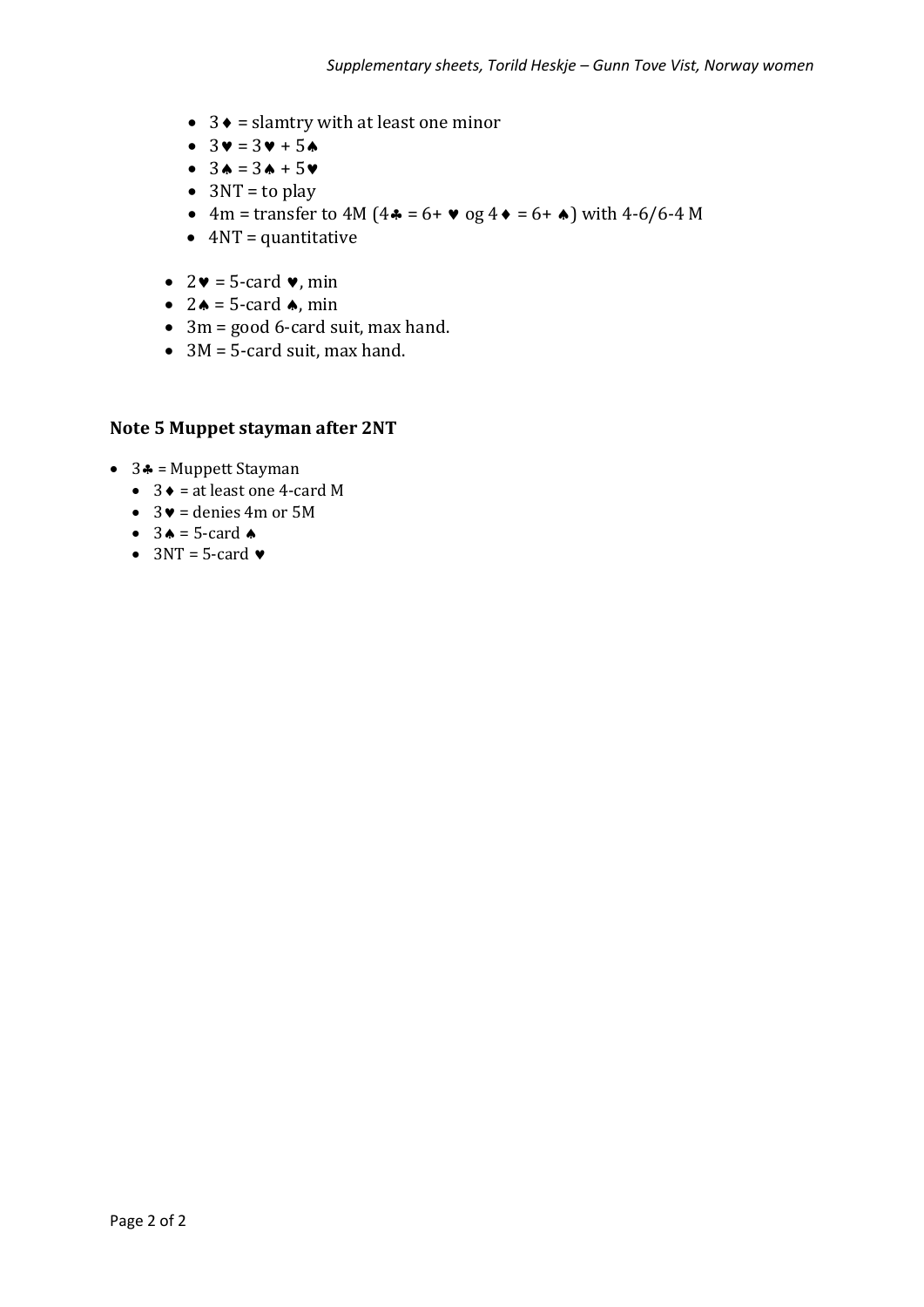- 3♦ = slamtry with at least one minor
- 3♥ = 3♥ + 5♠
- 3♠ = 3♠ + 5♥
- 3NT = to play
- 4m = transfer to 4M (4♣ = 6+ ♥ og 4♦ = 6+ ♠) with 4-6/6-4 M
- 4NT = quantitative

- 2♥ = 5-card ♥, min
- 2♠ = 5-card ♠, min
- 3m = good 6-card suit, max hand.
- 3M = 5-card suit, max hand.

### Note 5 Muppet stayman after 2NT

- 3♣ = Muppett Stayman
  - 3♦ = at least one 4-card M
  - 3♥ = denies 4m or 5M
  - 3♠ = 5-card ♠
  - 3NT = 5-card ♥